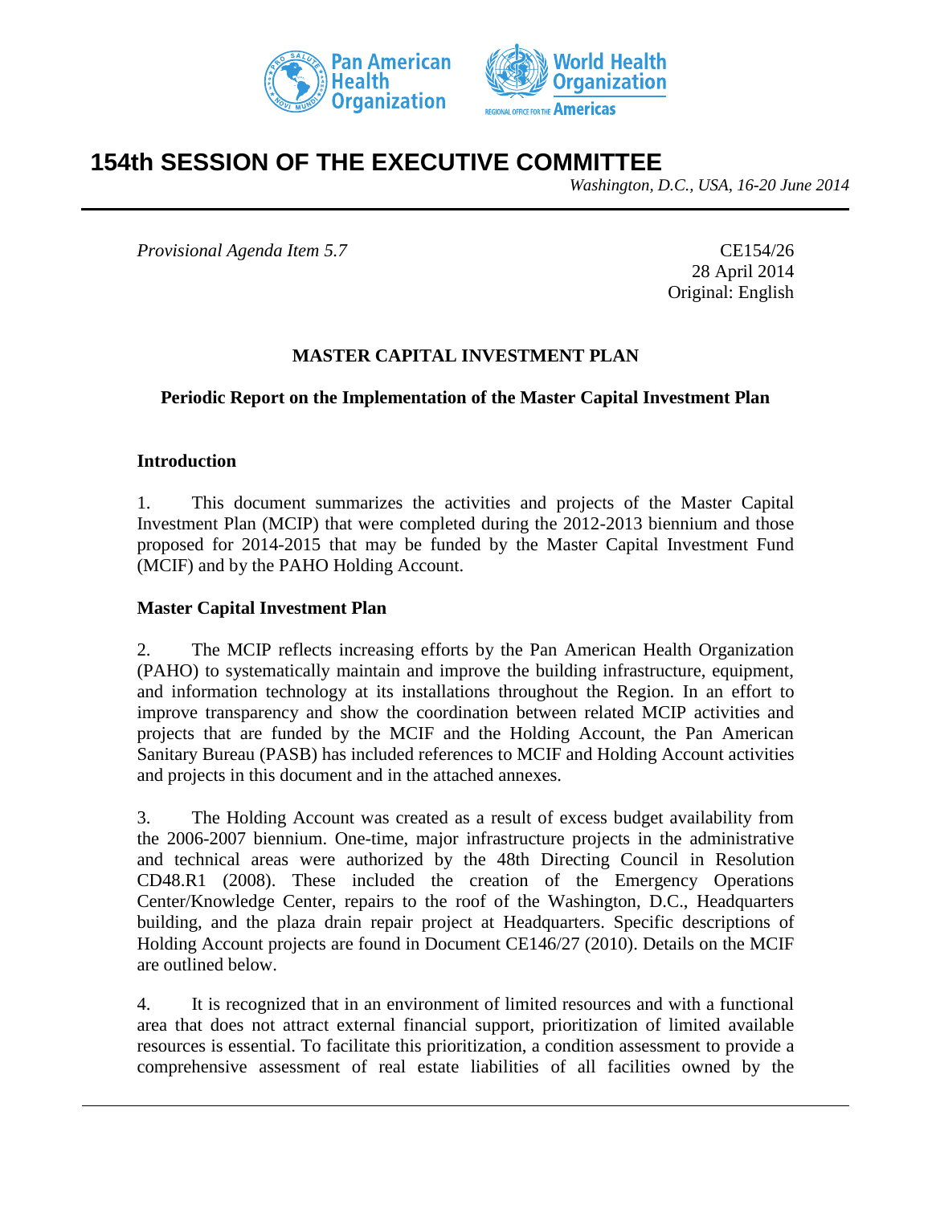# 154th SESSION OF THE EXECUTIVE COMMITTEE

*Washington, D.C., USA, 16-20 June 2014*

*Provisional Agenda Item 5.7*

CE154/26
28 April 2014
Original: English

## MASTER CAPITAL INVESTMENT PLAN

### Periodic Report on the Implementation of the Master Capital Investment Plan

**Introduction**

1. This document summarizes the activities and projects of the Master Capital Investment Plan (MCIP) that were completed during the 2012-2013 biennium and those proposed for 2014-2015 that may be funded by the Master Capital Investment Fund (MCIF) and by the PAHO Holding Account.

**Master Capital Investment Plan**

2. The MCIP reflects increasing efforts by the Pan American Health Organization (PAHO) to systematically maintain and improve the building infrastructure, equipment, and information technology at its installations throughout the Region. In an effort to improve transparency and show the coordination between related MCIP activities and projects that are funded by the MCIF and the Holding Account, the Pan American Sanitary Bureau (PASB) has included references to MCIF and Holding Account activities and projects in this document and in the attached annexes.

3. The Holding Account was created as a result of excess budget availability from the 2006-2007 biennium. One-time, major infrastructure projects in the administrative and technical areas were authorized by the 48th Directing Council in Resolution CD48.R1 (2008). These included the creation of the Emergency Operations Center/Knowledge Center, repairs to the roof of the Washington, D.C., Headquarters building, and the plaza drain repair project at Headquarters. Specific descriptions of Holding Account projects are found in Document CE146/27 (2010). Details on the MCIF are outlined below.

4. It is recognized that in an environment of limited resources and with a functional area that does not attract external financial support, prioritization of limited available resources is essential. To facilitate this prioritization, a condition assessment to provide a comprehensive assessment of real estate liabilities of all facilities owned by the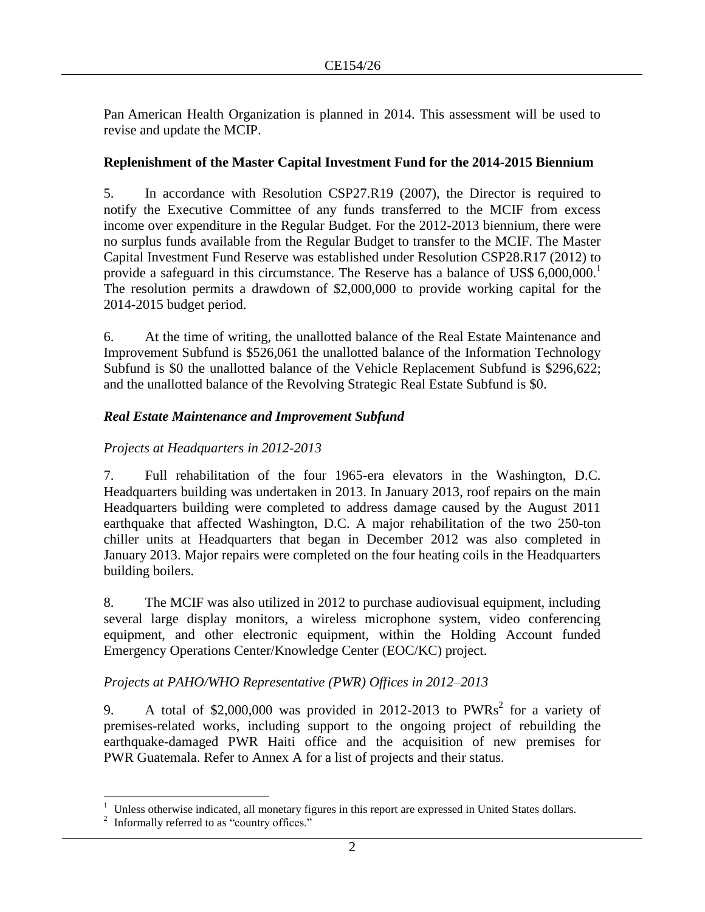Pan American Health Organization is planned in 2014. This assessment will be used to revise and update the MCIP.

## Replenishment of the Master Capital Investment Fund for the 2014-2015 Biennium

5. In accordance with Resolution CSP27.R19 (2007), the Director is required to notify the Executive Committee of any funds transferred to the MCIF from excess income over expenditure in the Regular Budget. For the 2012-2013 biennium, there were no surplus funds available from the Regular Budget to transfer to the MCIF. The Master Capital Investment Fund Reserve was established under Resolution CSP28.R17 (2012) to provide a safeguard in this circumstance. The Reserve has a balance of US$ 6,000,000.[1] The resolution permits a drawdown of $2,000,000 to provide working capital for the 2014-2015 budget period.

6. At the time of writing, the unallotted balance of the Real Estate Maintenance and Improvement Subfund is $526,061 the unallotted balance of the Information Technology Subfund is $0 the unallotted balance of the Vehicle Replacement Subfund is $296,622; and the unallotted balance of the Revolving Strategic Real Estate Subfund is $0.

### *Real Estate Maintenance and Improvement Subfund*

*Projects at Headquarters in 2012-2013*

7. Full rehabilitation of the four 1965-era elevators in the Washington, D.C. Headquarters building was undertaken in 2013. In January 2013, roof repairs on the main Headquarters building were completed to address damage caused by the August 2011 earthquake that affected Washington, D.C. A major rehabilitation of the two 250-ton chiller units at Headquarters that began in December 2012 was also completed in January 2013. Major repairs were completed on the four heating coils in the Headquarters building boilers.

8. The MCIF was also utilized in 2012 to purchase audiovisual equipment, including several large display monitors, a wireless microphone system, video conferencing equipment, and other electronic equipment, within the Holding Account funded Emergency Operations Center/Knowledge Center (EOC/KC) project.

*Projects at PAHO/WHO Representative (PWR) Offices in 2012–2013*

9. A total of $2,000,000 was provided in 2012-2013 to PWRs[2] for a variety of premises-related works, including support to the ongoing project of rebuilding the earthquake-damaged PWR Haiti office and the acquisition of new premises for PWR Guatemala. Refer to Annex A for a list of projects and their status.

---

[1] Unless otherwise indicated, all monetary figures in this report are expressed in United States dollars.

[2] Informally referred to as "country offices."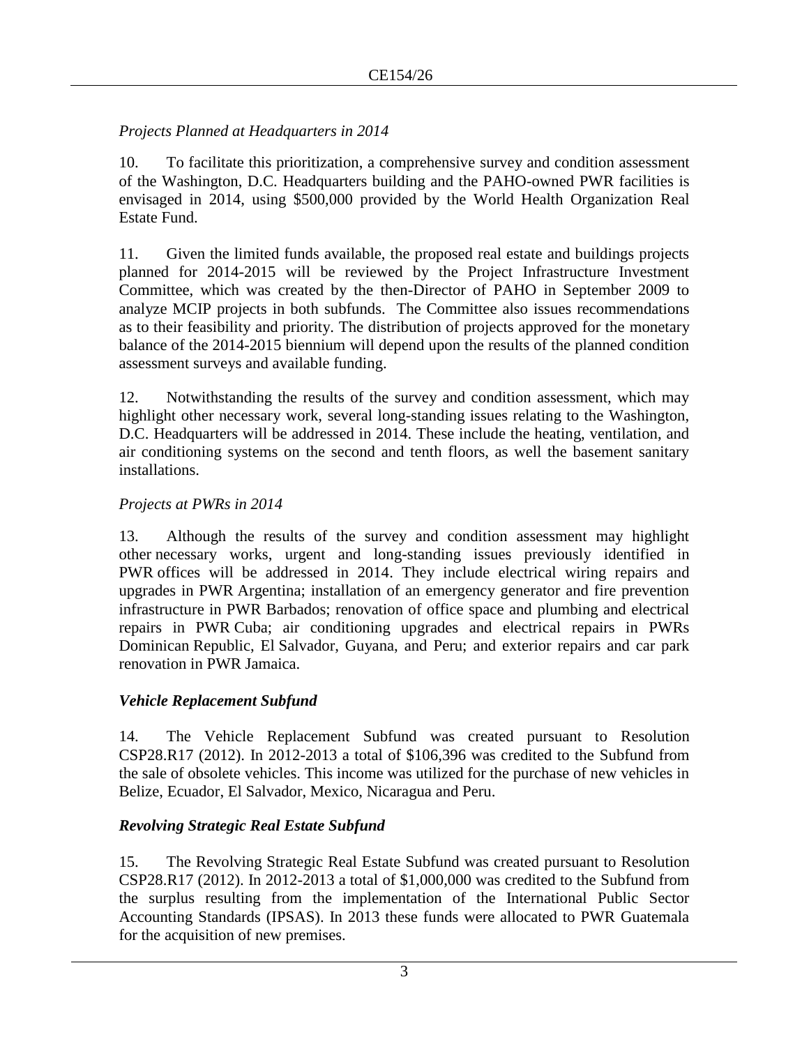*Projects Planned at Headquarters in 2014*

10. To facilitate this prioritization, a comprehensive survey and condition assessment of the Washington, D.C. Headquarters building and the PAHO-owned PWR facilities is envisaged in 2014, using $500,000 provided by the World Health Organization Real Estate Fund.

11. Given the limited funds available, the proposed real estate and buildings projects planned for 2014-2015 will be reviewed by the Project Infrastructure Investment Committee, which was created by the then-Director of PAHO in September 2009 to analyze MCIP projects in both subfunds. The Committee also issues recommendations as to their feasibility and priority. The distribution of projects approved for the monetary balance of the 2014-2015 biennium will depend upon the results of the planned condition assessment surveys and available funding.

12. Notwithstanding the results of the survey and condition assessment, which may highlight other necessary work, several long-standing issues relating to the Washington, D.C. Headquarters will be addressed in 2014. These include the heating, ventilation, and air conditioning systems on the second and tenth floors, as well the basement sanitary installations.

*Projects at PWRs in 2014*

13. Although the results of the survey and condition assessment may highlight other necessary works, urgent and long-standing issues previously identified in PWR offices will be addressed in 2014. They include electrical wiring repairs and upgrades in PWR Argentina; installation of an emergency generator and fire prevention infrastructure in PWR Barbados; renovation of office space and plumbing and electrical repairs in PWR Cuba; air conditioning upgrades and electrical repairs in PWRs Dominican Republic, El Salvador, Guyana, and Peru; and exterior repairs and car park renovation in PWR Jamaica.

***Vehicle Replacement Subfund***

14. The Vehicle Replacement Subfund was created pursuant to Resolution CSP28.R17 (2012). In 2012-2013 a total of $106,396 was credited to the Subfund from the sale of obsolete vehicles. This income was utilized for the purchase of new vehicles in Belize, Ecuador, El Salvador, Mexico, Nicaragua and Peru.

***Revolving Strategic Real Estate Subfund***

15. The Revolving Strategic Real Estate Subfund was created pursuant to Resolution CSP28.R17 (2012). In 2012-2013 a total of $1,000,000 was credited to the Subfund from the surplus resulting from the implementation of the International Public Sector Accounting Standards (IPSAS). In 2013 these funds were allocated to PWR Guatemala for the acquisition of new premises.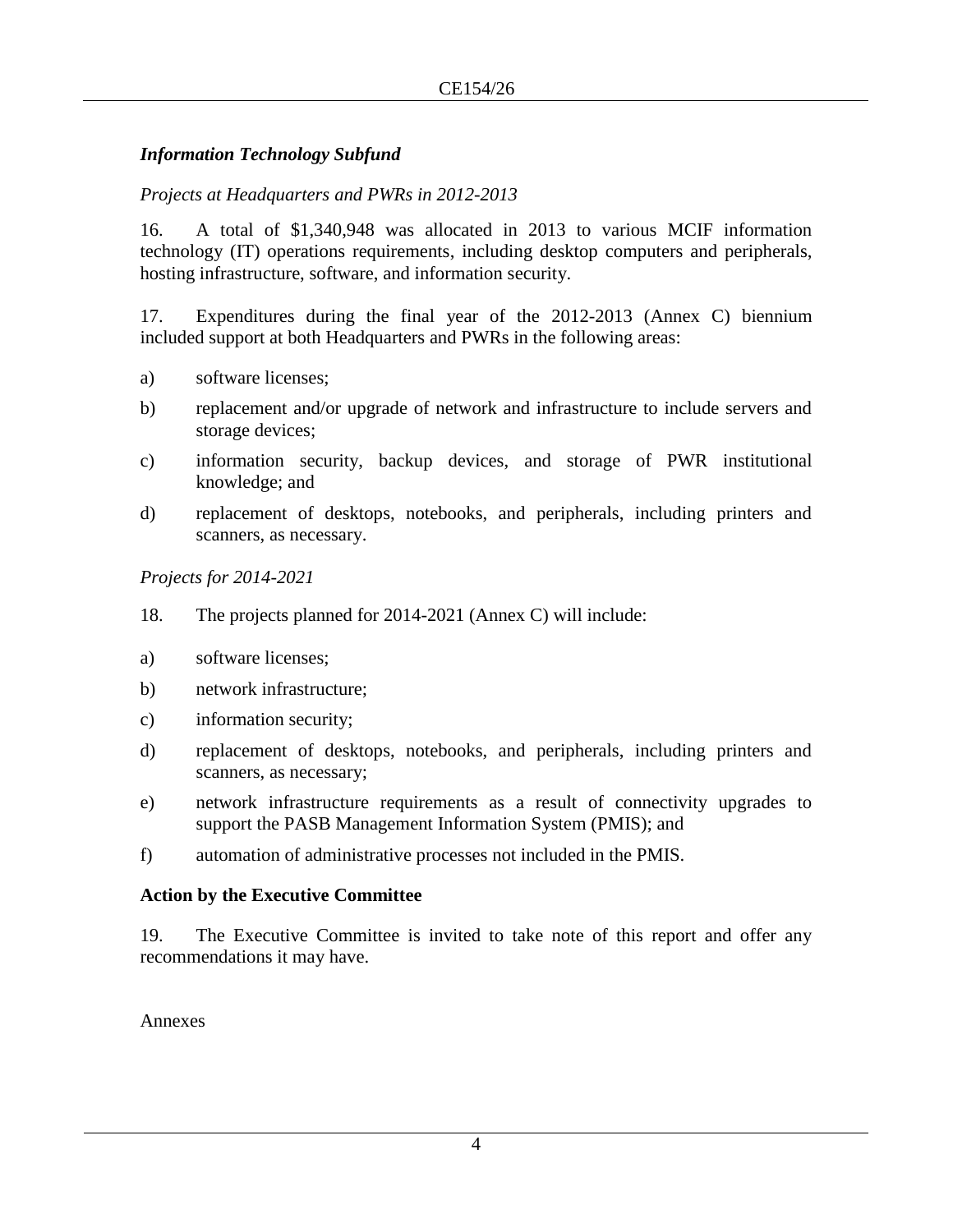### *Information Technology Subfund*

*Projects at Headquarters and PWRs in 2012-2013*

16. A total of $1,340,948 was allocated in 2013 to various MCIF information technology (IT) operations requirements, including desktop computers and peripherals, hosting infrastructure, software, and information security.

17. Expenditures during the final year of the 2012-2013 (Annex C) biennium included support at both Headquarters and PWRs in the following areas:

a) software licenses;

b) replacement and/or upgrade of network and infrastructure to include servers and storage devices;

c) information security, backup devices, and storage of PWR institutional knowledge; and

d) replacement of desktops, notebooks, and peripherals, including printers and scanners, as necessary.

*Projects for 2014-2021*

18. The projects planned for 2014-2021 (Annex C) will include:

a) software licenses;

b) network infrastructure;

c) information security;

d) replacement of desktops, notebooks, and peripherals, including printers and scanners, as necessary;

e) network infrastructure requirements as a result of connectivity upgrades to support the PASB Management Information System (PMIS); and

f) automation of administrative processes not included in the PMIS.

**Action by the Executive Committee**

19. The Executive Committee is invited to take note of this report and offer any recommendations it may have.

Annexes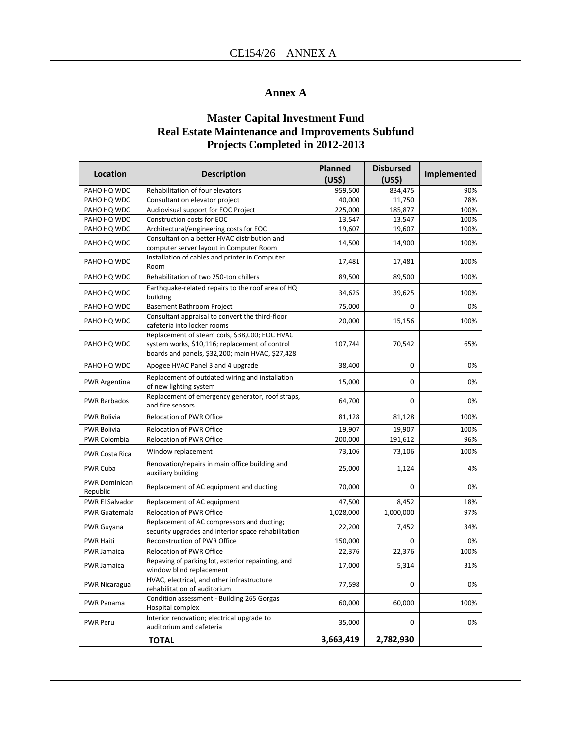# Annex A

## Master Capital Investment Fund
## Real Estate Maintenance and Improvements Subfund
## Projects Completed in 2012-2013

| Location | Description | Planned (US$) | Disbursed (US$) | Implemented |
|---|---|---|---|---|
| PAHO HQ WDC | Rehabilitation of four elevators | 959,500 | 834,475 | 90% |
| PAHO HQ WDC | Consultant on elevator project | 40,000 | 11,750 | 78% |
| PAHO HQ WDC | Audiovisual support for EOC Project | 225,000 | 185,877 | 100% |
| PAHO HQ WDC | Construction costs for EOC | 13,547 | 13,547 | 100% |
| PAHO HQ WDC | Architectural/engineering costs for EOC | 19,607 | 19,607 | 100% |
| PAHO HQ WDC | Consultant on a better HVAC distribution and computer server layout in Computer Room | 14,500 | 14,900 | 100% |
| PAHO HQ WDC | Installation of cables and printer in Computer Room | 17,481 | 17,481 | 100% |
| PAHO HQ WDC | Rehabilitation of two 250-ton chillers | 89,500 | 89,500 | 100% |
| PAHO HQ WDC | Earthquake-related repairs to the roof area of HQ building | 34,625 | 39,625 | 100% |
| PAHO HQ WDC | Basement Bathroom Project | 75,000 | 0 | 0% |
| PAHO HQ WDC | Consultant appraisal to convert the third-floor cafeteria into locker rooms | 20,000 | 15,156 | 100% |
| PAHO HQ WDC | Replacement of steam coils, $38,000; EOC HVAC system works, $10,116; replacement of control boards and panels, $32,200; main HVAC, $27,428 | 107,744 | 70,542 | 65% |
| PAHO HQ WDC | Apogee HVAC Panel 3 and 4 upgrade | 38,400 | 0 | 0% |
| PWR Argentina | Replacement of outdated wiring and installation of new lighting system | 15,000 | 0 | 0% |
| PWR Barbados | Replacement of emergency generator, roof straps, and fire sensors | 64,700 | 0 | 0% |
| PWR Bolivia | Relocation of PWR Office | 81,128 | 81,128 | 100% |
| PWR Bolivia | Relocation of PWR Office | 19,907 | 19,907 | 100% |
| PWR Colombia | Relocation of PWR Office | 200,000 | 191,612 | 96% |
| PWR Costa Rica | Window replacement | 73,106 | 73,106 | 100% |
| PWR Cuba | Renovation/repairs in main office building and auxiliary building | 25,000 | 1,124 | 4% |
| PWR Dominican Republic | Replacement of AC equipment and ducting | 70,000 | 0 | 0% |
| PWR El Salvador | Replacement of AC equipment | 47,500 | 8,452 | 18% |
| PWR Guatemala | Relocation of PWR Office | 1,028,000 | 1,000,000 | 97% |
| PWR Guyana | Replacement of AC compressors and ducting; security upgrades and interior space rehabilitation | 22,200 | 7,452 | 34% |
| PWR Haiti | Reconstruction of PWR Office | 150,000 | 0 | 0% |
| PWR Jamaica | Relocation of PWR Office | 22,376 | 22,376 | 100% |
| PWR Jamaica | Repaving of parking lot, exterior repainting, and window blind replacement | 17,000 | 5,314 | 31% |
| PWR Nicaragua | HVAC, electrical, and other infrastructure rehabilitation of auditorium | 77,598 | 0 | 0% |
| PWR Panama | Condition assessment - Building 265 Gorgas Hospital complex | 60,000 | 60,000 | 100% |
| PWR Peru | Interior renovation; electrical upgrade to auditorium and cafeteria | 35,000 | 0 | 0% |
| | **TOTAL** | **3,663,419** | **2,782,930** | |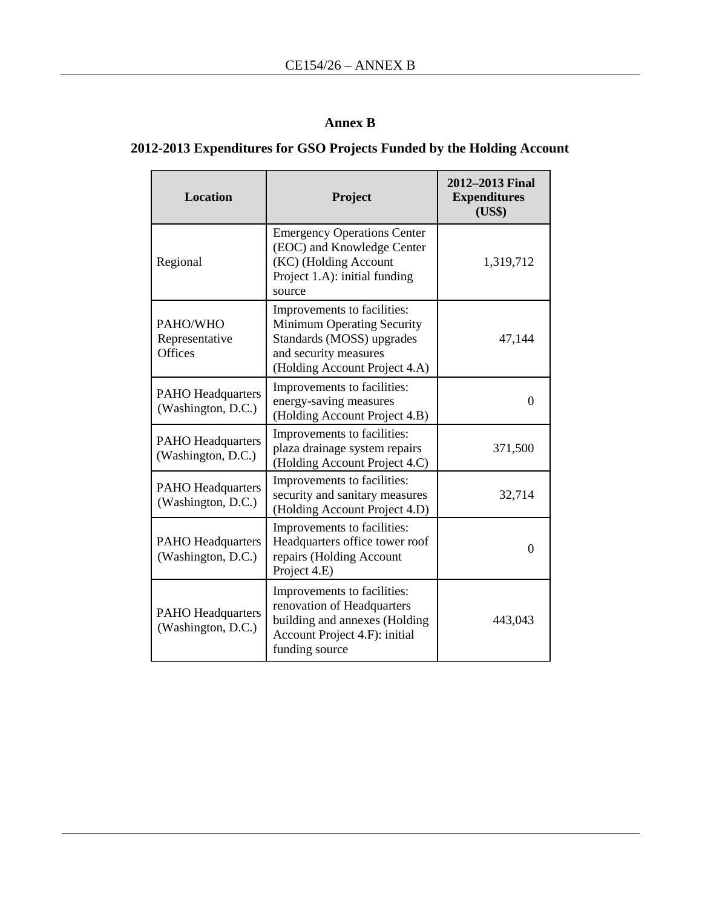## Annex B

## 2012-2013 Expenditures for GSO Projects Funded by the Holding Account

| Location | Project | 2012–2013 Final Expenditures (US$) |
|---|---|---|
| Regional | Emergency Operations Center (EOC) and Knowledge Center (KC) (Holding Account Project 1.A): initial funding source | 1,319,712 |
| PAHO/WHO Representative Offices | Improvements to facilities: Minimum Operating Security Standards (MOSS) upgrades and security measures (Holding Account Project 4.A) | 47,144 |
| PAHO Headquarters (Washington, D.C.) | Improvements to facilities: energy-saving measures (Holding Account Project 4.B) | 0 |
| PAHO Headquarters (Washington, D.C.) | Improvements to facilities: plaza drainage system repairs (Holding Account Project 4.C) | 371,500 |
| PAHO Headquarters (Washington, D.C.) | Improvements to facilities: security and sanitary measures (Holding Account Project 4.D) | 32,714 |
| PAHO Headquarters (Washington, D.C.) | Improvements to facilities: Headquarters office tower roof repairs (Holding Account Project 4.E) | 0 |
| PAHO Headquarters (Washington, D.C.) | Improvements to facilities: renovation of Headquarters building and annexes (Holding Account Project 4.F): initial funding source | 443,043 |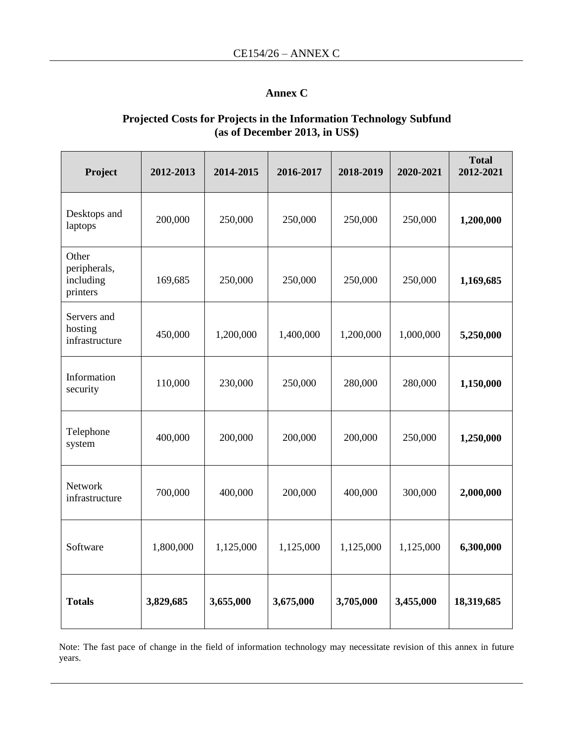## Annex C

### Projected Costs for Projects in the Information Technology Subfund (as of December 2013, in US$)

| Project | 2012-2013 | 2014-2015 | 2016-2017 | 2018-2019 | 2020-2021 | Total 2012-2021 |
|---|---|---|---|---|---|---|
| Desktops and laptops | 200,000 | 250,000 | 250,000 | 250,000 | 250,000 | **1,200,000** |
| Other peripherals, including printers | 169,685 | 250,000 | 250,000 | 250,000 | 250,000 | **1,169,685** |
| Servers and hosting infrastructure | 450,000 | 1,200,000 | 1,400,000 | 1,200,000 | 1,000,000 | **5,250,000** |
| Information security | 110,000 | 230,000 | 250,000 | 280,000 | 280,000 | **1,150,000** |
| Telephone system | 400,000 | 200,000 | 200,000 | 200,000 | 250,000 | **1,250,000** |
| Network infrastructure | 700,000 | 400,000 | 200,000 | 400,000 | 300,000 | **2,000,000** |
| Software | 1,800,000 | 1,125,000 | 1,125,000 | 1,125,000 | 1,125,000 | **6,300,000** |
| **Totals** | **3,829,685** | **3,655,000** | **3,675,000** | **3,705,000** | **3,455,000** | **18,319,685** |

Note: The fast pace of change in the field of information technology may necessitate revision of this annex in future years.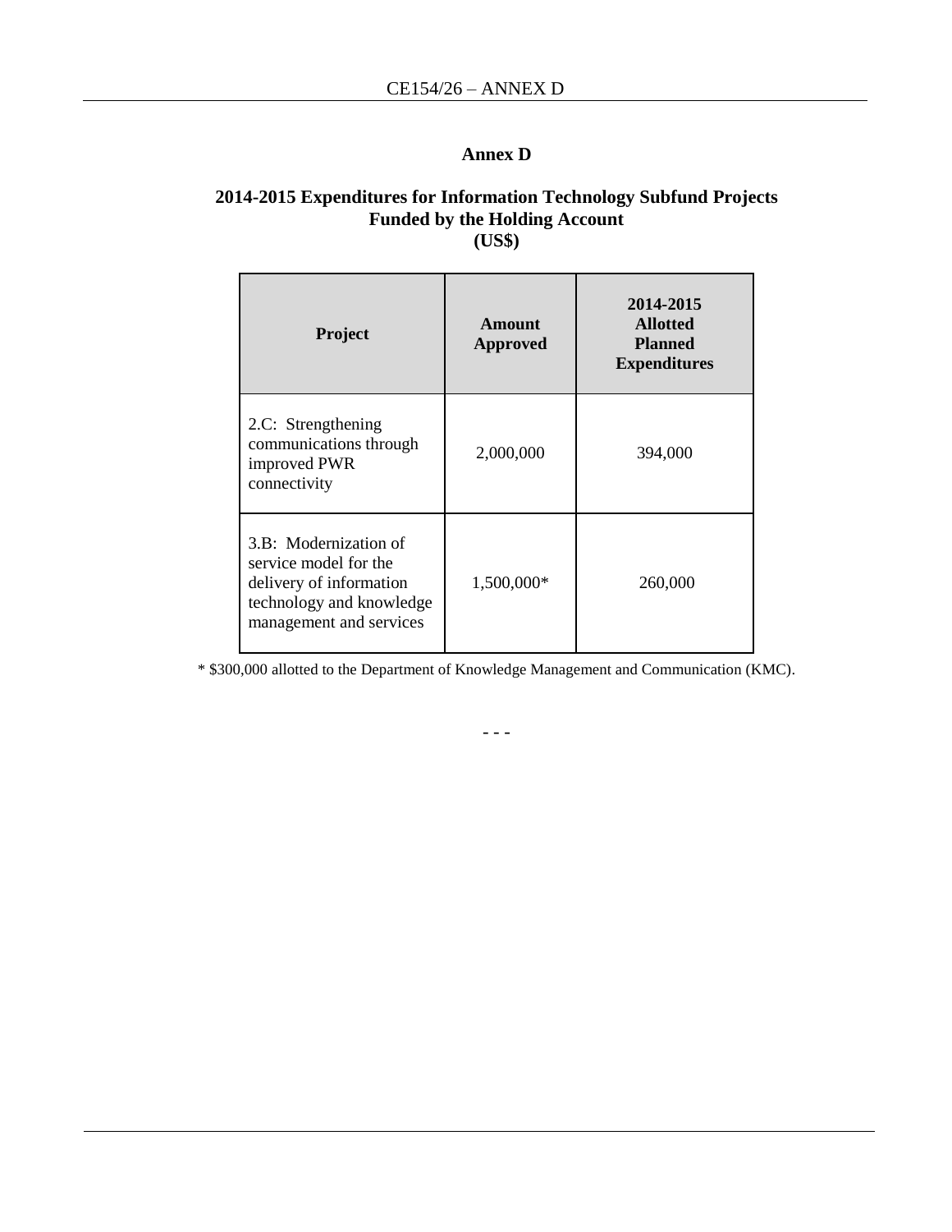## Annex D

### 2014-2015 Expenditures for Information Technology Subfund Projects Funded by the Holding Account (US$)

| Project | Amount Approved | 2014-2015 Allotted Planned Expenditures |
|---|---|---|
| 2.C: Strengthening communications through improved PWR connectivity | 2,000,000 | 394,000 |
| 3.B: Modernization of service model for the delivery of information technology and knowledge management and services | 1,500,000* | 260,000 |

\* $300,000 allotted to the Department of Knowledge Management and Communication (KMC).

\- - -